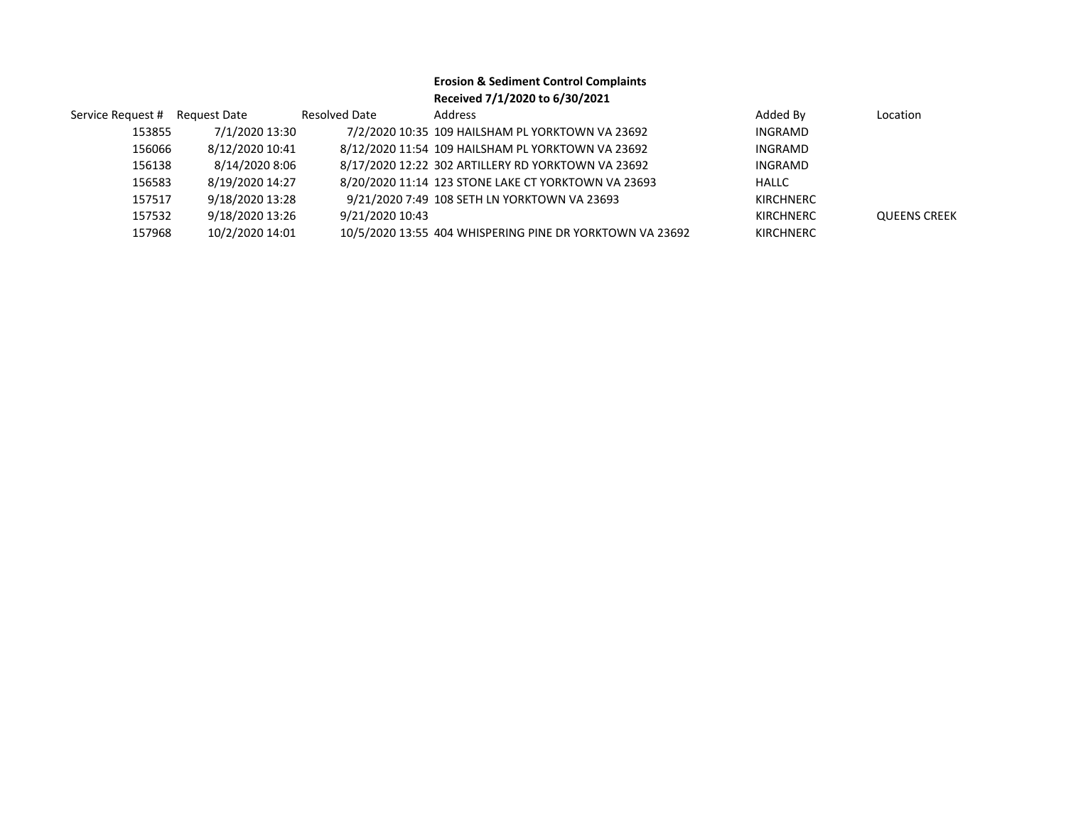**Erosion & Sediment Control Complaints**
**Received 7/1/2020 to 6/30/2021**

| Service Request # | Request Date | Resolved Date | Address | Added By | Location |
|---|---|---|---|---|---|
| 153855 | 7/1/2020 13:30 | 7/2/2020 10:35 | 109 HAILSHAM PL YORKTOWN VA 23692 | INGRAMD | |
| 156066 | 8/12/2020 10:41 | 8/12/2020 11:54 | 109 HAILSHAM PL YORKTOWN VA 23692 | INGRAMD | |
| 156138 | 8/14/2020 8:06 | 8/17/2020 12:22 | 302 ARTILLERY RD YORKTOWN VA 23692 | INGRAMD | |
| 156583 | 8/19/2020 14:27 | 8/20/2020 11:14 | 123 STONE LAKE CT YORKTOWN VA 23693 | HALLC | |
| 157517 | 9/18/2020 13:28 | 9/21/2020 7:49 | 108 SETH LN YORKTOWN VA 23693 | KIRCHNERC | |
| 157532 | 9/18/2020 13:26 | 9/21/2020 10:43 | | KIRCHNERC | QUEENS CREEK |
| 157968 | 10/2/2020 14:01 | 10/5/2020 13:55 | 404 WHISPERING PINE DR YORKTOWN VA 23692 | KIRCHNERC | |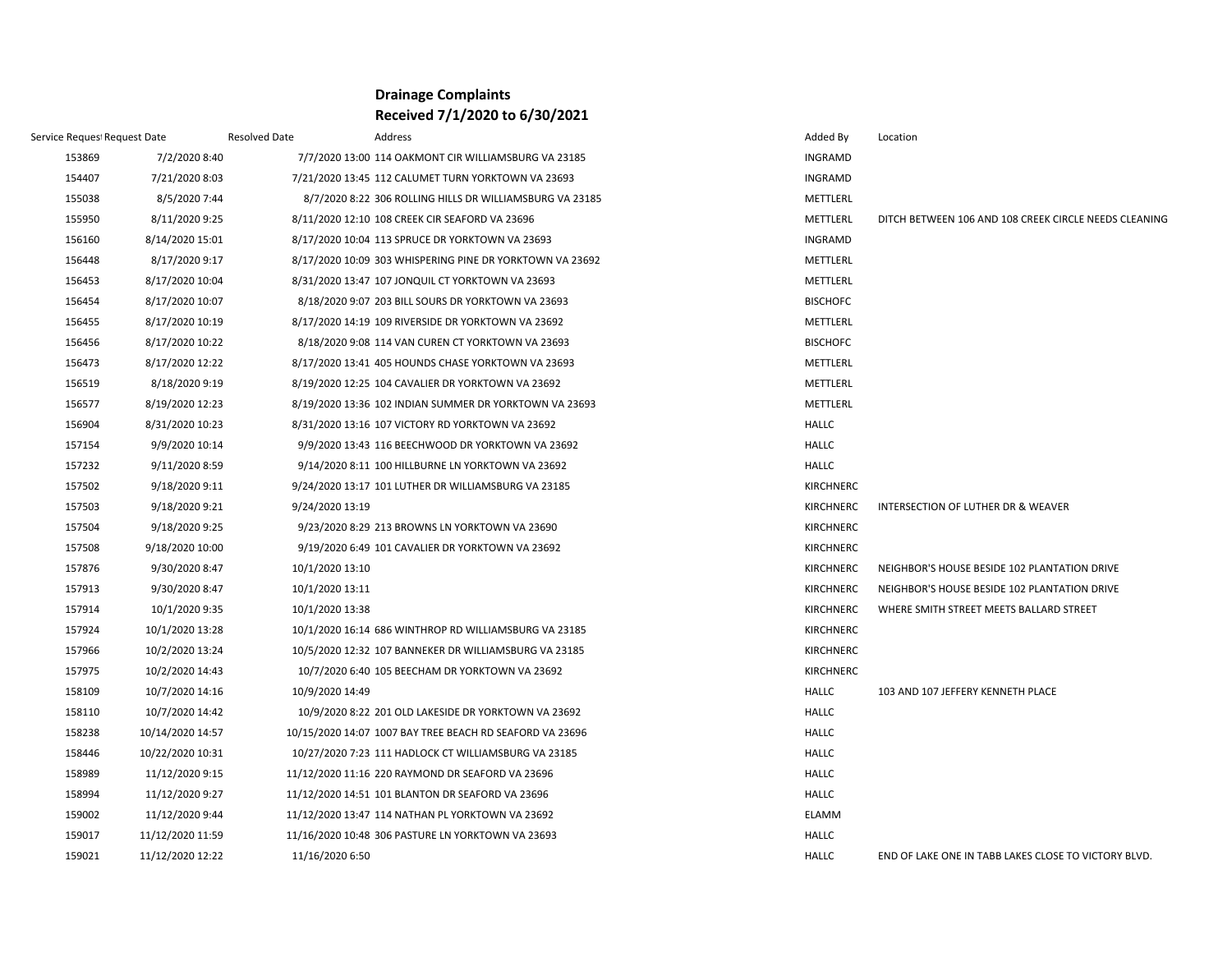# Drainage Complaints
## Received 7/1/2020 to 6/30/2021

| Service Request | Request Date | Resolved Date | Address | Added By | Location |
|---|---|---|---|---|---|
| 153869 | 7/2/2020 8:40 | 7/7/2020 13:00 | 114 OAKMONT CIR WILLIAMSBURG VA 23185 | INGRAMD | |
| 154407 | 7/21/2020 8:03 | 7/21/2020 13:45 | 112 CALUMET TURN YORKTOWN VA 23693 | INGRAMD | |
| 155038 | 8/5/2020 7:44 | 8/7/2020 8:22 | 306 ROLLING HILLS DR WILLIAMSBURG VA 23185 | METTLERL | |
| 155950 | 8/11/2020 9:25 | 8/11/2020 12:10 | 108 CREEK CIR SEAFORD VA 23696 | METTLERL | DITCH BETWEEN 106 AND 108 CREEK CIRCLE NEEDS CLEANING |
| 156160 | 8/14/2020 15:01 | 8/17/2020 10:04 | 113 SPRUCE DR YORKTOWN VA 23693 | INGRAMD | |
| 156448 | 8/17/2020 9:17 | 8/17/2020 10:09 | 303 WHISPERING PINE DR YORKTOWN VA 23692 | METTLERL | |
| 156453 | 8/17/2020 10:04 | 8/31/2020 13:47 | 107 JONQUIL CT YORKTOWN VA 23693 | METTLERL | |
| 156454 | 8/17/2020 10:07 | 8/18/2020 9:07 | 203 BILL SOURS DR YORKTOWN VA 23693 | BISCHOFC | |
| 156455 | 8/17/2020 10:19 | 8/17/2020 14:19 | 109 RIVERSIDE DR YORKTOWN VA 23692 | METTLERL | |
| 156456 | 8/17/2020 10:22 | 8/18/2020 9:08 | 114 VAN CUREN CT YORKTOWN VA 23693 | BISCHOFC | |
| 156473 | 8/17/2020 12:22 | 8/17/2020 13:41 | 405 HOUNDS CHASE YORKTOWN VA 23693 | METTLERL | |
| 156519 | 8/18/2020 9:19 | 8/19/2020 12:25 | 104 CAVALIER DR YORKTOWN VA 23692 | METTLERL | |
| 156577 | 8/19/2020 12:23 | 8/19/2020 13:36 | 102 INDIAN SUMMER DR YORKTOWN VA 23693 | METTLERL | |
| 156904 | 8/31/2020 10:23 | 8/31/2020 13:16 | 107 VICTORY RD YORKTOWN VA 23692 | HALLC | |
| 157154 | 9/9/2020 10:14 | 9/9/2020 13:43 | 116 BEECHWOOD DR YORKTOWN VA 23692 | HALLC | |
| 157232 | 9/11/2020 8:59 | 9/14/2020 8:11 | 100 HILLBURNE LN YORKTOWN VA 23692 | HALLC | |
| 157502 | 9/18/2020 9:11 | 9/24/2020 13:17 | 101 LUTHER DR WILLIAMSBURG VA 23185 | KIRCHNERC | |
| 157503 | 9/18/2020 9:21 | 9/24/2020 13:19 | | KIRCHNERC | INTERSECTION OF LUTHER DR & WEAVER |
| 157504 | 9/18/2020 9:25 | 9/23/2020 8:29 | 213 BROWNS LN YORKTOWN VA 23690 | KIRCHNERC | |
| 157508 | 9/18/2020 10:00 | 9/19/2020 6:49 | 101 CAVALIER DR YORKTOWN VA 23692 | KIRCHNERC | |
| 157876 | 9/30/2020 8:47 | 10/1/2020 13:10 | | KIRCHNERC | NEIGHBOR'S HOUSE BESIDE 102 PLANTATION DRIVE |
| 157913 | 9/30/2020 8:47 | 10/1/2020 13:11 | | KIRCHNERC | NEIGHBOR'S HOUSE BESIDE 102 PLANTATION DRIVE |
| 157914 | 10/1/2020 9:35 | 10/1/2020 13:38 | | KIRCHNERC | WHERE SMITH STREET MEETS BALLARD STREET |
| 157924 | 10/1/2020 13:28 | 10/1/2020 16:14 | 686 WINTHROP RD WILLIAMSBURG VA 23185 | KIRCHNERC | |
| 157966 | 10/2/2020 13:24 | 10/5/2020 12:32 | 107 BANNEKER DR WILLIAMSBURG VA 23185 | KIRCHNERC | |
| 157975 | 10/2/2020 14:43 | 10/7/2020 6:40 | 105 BEECHAM DR YORKTOWN VA 23692 | KIRCHNERC | |
| 158109 | 10/7/2020 14:16 | 10/9/2020 14:49 | | HALLC | 103 AND 107 JEFFERY KENNETH PLACE |
| 158110 | 10/7/2020 14:42 | 10/9/2020 8:22 | 201 OLD LAKESIDE DR YORKTOWN VA 23692 | HALLC | |
| 158238 | 10/14/2020 14:57 | 10/15/2020 14:07 | 1007 BAY TREE BEACH RD SEAFORD VA 23696 | HALLC | |
| 158446 | 10/22/2020 10:31 | 10/27/2020 7:23 | 111 HADLOCK CT WILLIAMSBURG VA 23185 | HALLC | |
| 158989 | 11/12/2020 9:15 | 11/12/2020 11:16 | 220 RAYMOND DR SEAFORD VA 23696 | HALLC | |
| 158994 | 11/12/2020 9:27 | 11/12/2020 14:51 | 101 BLANTON DR SEAFORD VA 23696 | HALLC | |
| 159002 | 11/12/2020 9:44 | 11/12/2020 13:47 | 114 NATHAN PL YORKTOWN VA 23692 | ELAMM | |
| 159017 | 11/12/2020 11:59 | 11/16/2020 10:48 | 306 PASTURE LN YORKTOWN VA 23693 | HALLC | |
| 159021 | 11/12/2020 12:22 | 11/16/2020 6:50 | | HALLC | END OF LAKE ONE IN TABB LAKES CLOSE TO VICTORY BLVD. |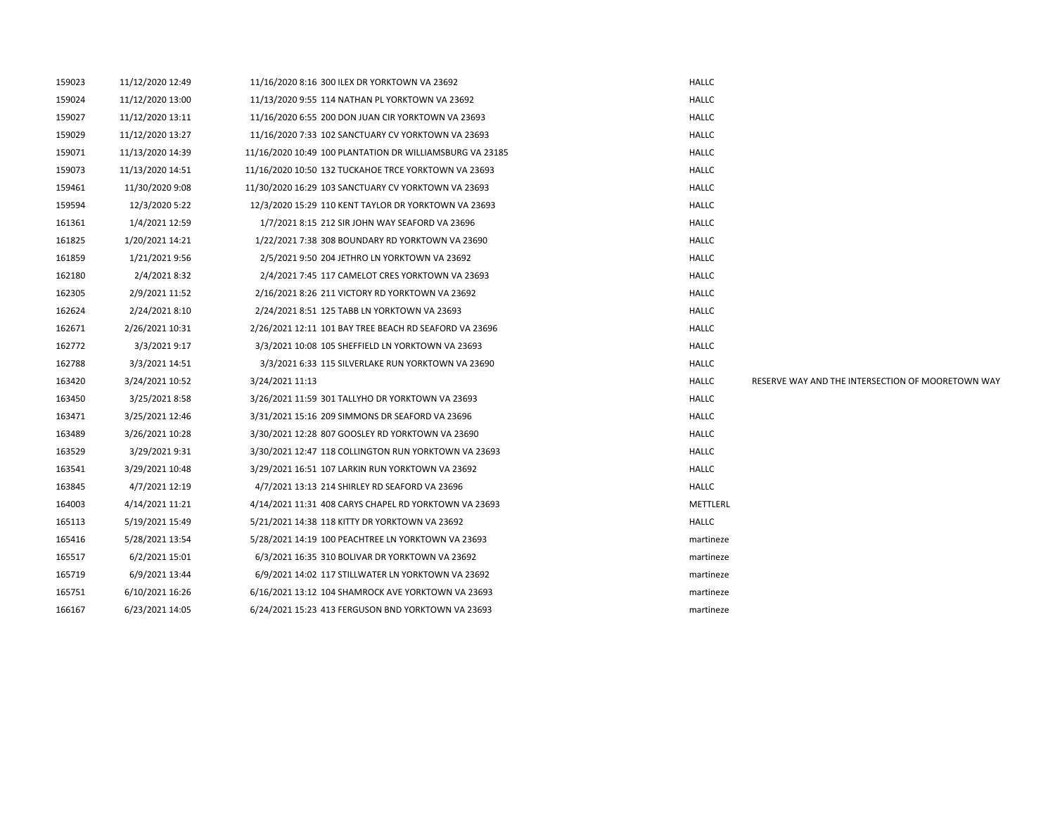| | | | | | |
|---|---|---|---|---|---|
| 159023 | 11/12/2020 12:49 | 11/16/2020 8:16 | 300 ILEX DR YORKTOWN VA 23692 | HALLC | |
| 159024 | 11/12/2020 13:00 | 11/13/2020 9:55 | 114 NATHAN PL YORKTOWN VA 23692 | HALLC | |
| 159027 | 11/12/2020 13:11 | 11/16/2020 6:55 | 200 DON JUAN CIR YORKTOWN VA 23693 | HALLC | |
| 159029 | 11/12/2020 13:27 | 11/16/2020 7:33 | 102 SANCTUARY CV YORKTOWN VA 23693 | HALLC | |
| 159071 | 11/13/2020 14:39 | 11/16/2020 10:49 | 100 PLANTATION DR WILLIAMSBURG VA 23185 | HALLC | |
| 159073 | 11/13/2020 14:51 | 11/16/2020 10:50 | 132 TUCKAHOE TRCE YORKTOWN VA 23693 | HALLC | |
| 159461 | 11/30/2020 9:08 | 11/30/2020 16:29 | 103 SANCTUARY CV YORKTOWN VA 23693 | HALLC | |
| 159594 | 12/3/2020 5:22 | 12/3/2020 15:29 | 110 KENT TAYLOR DR YORKTOWN VA 23693 | HALLC | |
| 161361 | 1/4/2021 12:59 | 1/7/2021 8:15 | 212 SIR JOHN WAY SEAFORD VA 23696 | HALLC | |
| 161825 | 1/20/2021 14:21 | 1/22/2021 7:38 | 308 BOUNDARY RD YORKTOWN VA 23690 | HALLC | |
| 161859 | 1/21/2021 9:56 | 2/5/2021 9:50 | 204 JETHRO LN YORKTOWN VA 23692 | HALLC | |
| 162180 | 2/4/2021 8:32 | 2/4/2021 7:45 | 117 CAMELOT CRES YORKTOWN VA 23693 | HALLC | |
| 162305 | 2/9/2021 11:52 | 2/16/2021 8:26 | 211 VICTORY RD YORKTOWN VA 23692 | HALLC | |
| 162624 | 2/24/2021 8:10 | 2/24/2021 8:51 | 125 TABB LN YORKTOWN VA 23693 | HALLC | |
| 162671 | 2/26/2021 10:31 | 2/26/2021 12:11 | 101 BAY TREE BEACH RD SEAFORD VA 23696 | HALLC | |
| 162772 | 3/3/2021 9:17 | 3/3/2021 10:08 | 105 SHEFFIELD LN YORKTOWN VA 23693 | HALLC | |
| 162788 | 3/3/2021 14:51 | 3/3/2021 6:33 | 115 SILVERLAKE RUN YORKTOWN VA 23690 | HALLC | |
| 163420 | 3/24/2021 10:52 | 3/24/2021 11:13 | | HALLC | RESERVE WAY AND THE INTERSECTION OF MOORETOWN WAY |
| 163450 | 3/25/2021 8:58 | 3/26/2021 11:59 | 301 TALLYHO DR YORKTOWN VA 23693 | HALLC | |
| 163471 | 3/25/2021 12:46 | 3/31/2021 15:16 | 209 SIMMONS DR SEAFORD VA 23696 | HALLC | |
| 163489 | 3/26/2021 10:28 | 3/30/2021 12:28 | 807 GOOSLEY RD YORKTOWN VA 23690 | HALLC | |
| 163529 | 3/29/2021 9:31 | 3/30/2021 12:47 | 118 COLLINGTON RUN YORKTOWN VA 23693 | HALLC | |
| 163541 | 3/29/2021 10:48 | 3/29/2021 16:51 | 107 LARKIN RUN YORKTOWN VA 23692 | HALLC | |
| 163845 | 4/7/2021 12:19 | 4/7/2021 13:13 | 214 SHIRLEY RD SEAFORD VA 23696 | HALLC | |
| 164003 | 4/14/2021 11:21 | 4/14/2021 11:31 | 408 CARYS CHAPEL RD YORKTOWN VA 23693 | METTLERL | |
| 165113 | 5/19/2021 15:49 | 5/21/2021 14:38 | 118 KITTY DR YORKTOWN VA 23692 | HALLC | |
| 165416 | 5/28/2021 13:54 | 5/28/2021 14:19 | 100 PEACHTREE LN YORKTOWN VA 23693 | martineze | |
| 165517 | 6/2/2021 15:01 | 6/3/2021 16:35 | 310 BOLIVAR DR YORKTOWN VA 23692 | martineze | |
| 165719 | 6/9/2021 13:44 | 6/9/2021 14:02 | 117 STILLWATER LN YORKTOWN VA 23692 | martineze | |
| 165751 | 6/10/2021 16:26 | 6/16/2021 13:12 | 104 SHAMROCK AVE YORKTOWN VA 23693 | martineze | |
| 166167 | 6/23/2021 14:05 | 6/24/2021 15:23 | 413 FERGUSON BND YORKTOWN VA 23693 | martineze | |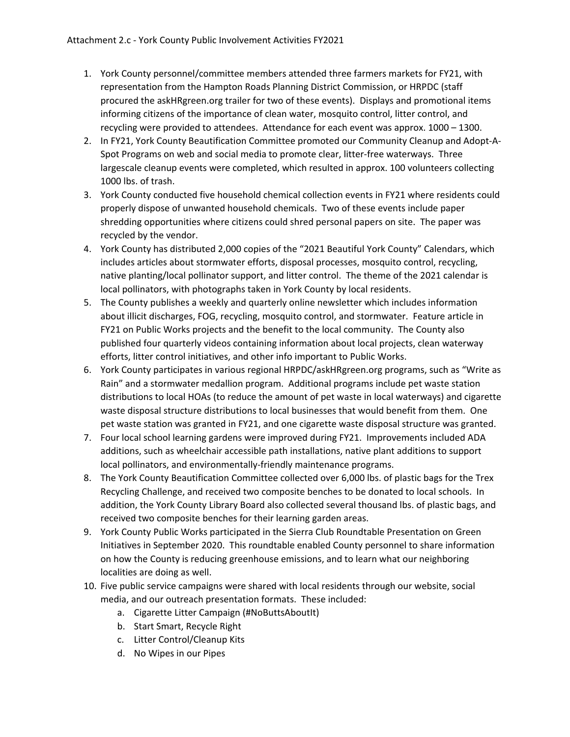Attachment 2.c - York County Public Involvement Activities FY2021

1. York County personnel/committee members attended three farmers markets for FY21, with representation from the Hampton Roads Planning District Commission, or HRPDC (staff procured the askHRgreen.org trailer for two of these events). Displays and promotional items informing citizens of the importance of clean water, mosquito control, litter control, and recycling were provided to attendees. Attendance for each event was approx. 1000 – 1300.
2. In FY21, York County Beautification Committee promoted our Community Cleanup and Adopt-A-Spot Programs on web and social media to promote clear, litter-free waterways. Three largescale cleanup events were completed, which resulted in approx. 100 volunteers collecting 1000 lbs. of trash.
3. York County conducted five household chemical collection events in FY21 where residents could properly dispose of unwanted household chemicals. Two of these events include paper shredding opportunities where citizens could shred personal papers on site. The paper was recycled by the vendor.
4. York County has distributed 2,000 copies of the "2021 Beautiful York County" Calendars, which includes articles about stormwater efforts, disposal processes, mosquito control, recycling, native planting/local pollinator support, and litter control. The theme of the 2021 calendar is local pollinators, with photographs taken in York County by local residents.
5. The County publishes a weekly and quarterly online newsletter which includes information about illicit discharges, FOG, recycling, mosquito control, and stormwater. Feature article in FY21 on Public Works projects and the benefit to the local community. The County also published four quarterly videos containing information about local projects, clean waterway efforts, litter control initiatives, and other info important to Public Works.
6. York County participates in various regional HRPDC/askHRgreen.org programs, such as "Write as Rain" and a stormwater medallion program. Additional programs include pet waste station distributions to local HOAs (to reduce the amount of pet waste in local waterways) and cigarette waste disposal structure distributions to local businesses that would benefit from them. One pet waste station was granted in FY21, and one cigarette waste disposal structure was granted.
7. Four local school learning gardens were improved during FY21. Improvements included ADA additions, such as wheelchair accessible path installations, native plant additions to support local pollinators, and environmentally-friendly maintenance programs.
8. The York County Beautification Committee collected over 6,000 lbs. of plastic bags for the Trex Recycling Challenge, and received two composite benches to be donated to local schools. In addition, the York County Library Board also collected several thousand lbs. of plastic bags, and received two composite benches for their learning garden areas.
9. York County Public Works participated in the Sierra Club Roundtable Presentation on Green Initiatives in September 2020. This roundtable enabled County personnel to share information on how the County is reducing greenhouse emissions, and to learn what our neighboring localities are doing as well.
10. Five public service campaigns were shared with local residents through our website, social media, and our outreach presentation formats. These included:
    a. Cigarette Litter Campaign (#NoButtsAboutIt)
    b. Start Smart, Recycle Right
    c. Litter Control/Cleanup Kits
    d. No Wipes in our Pipes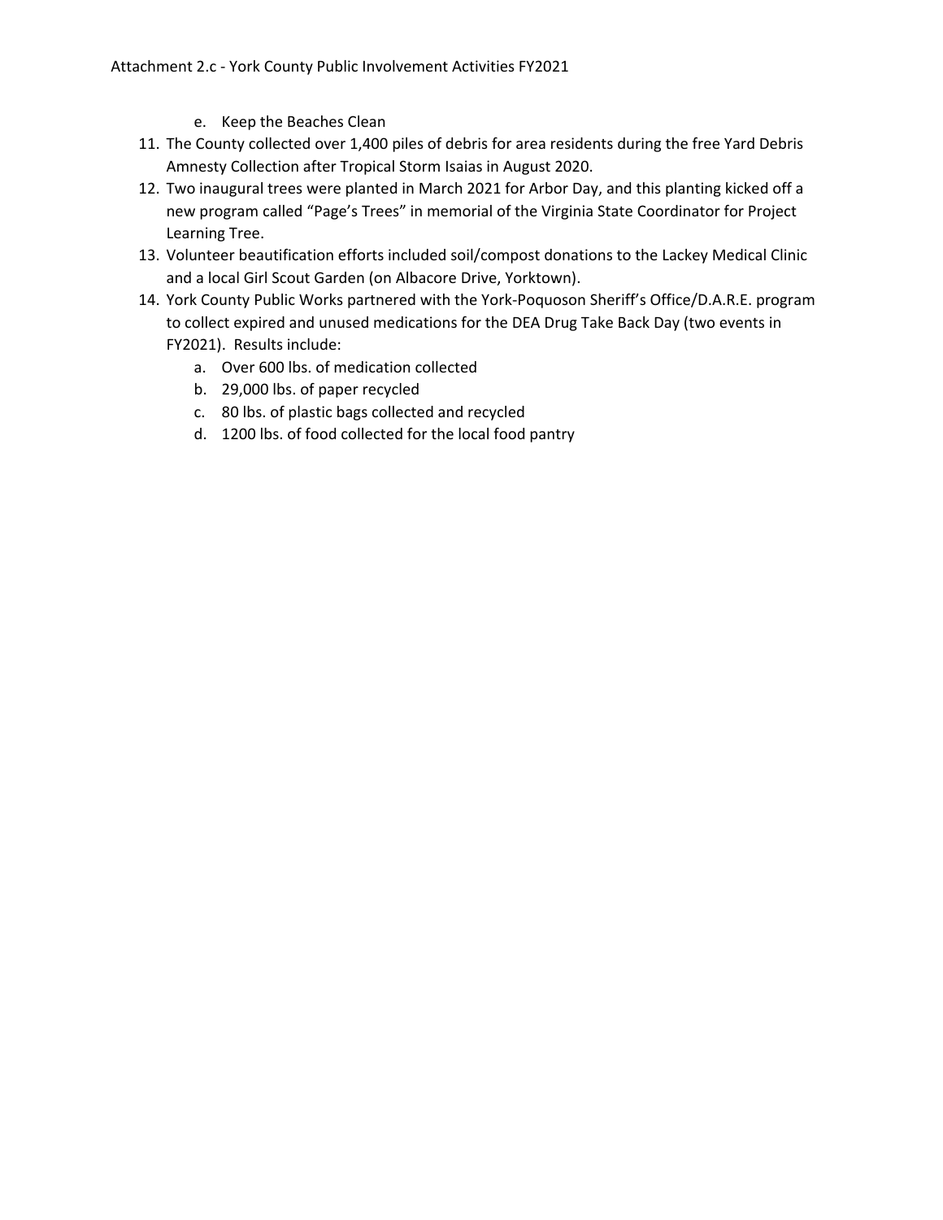e. Keep the Beaches Clean

11. The County collected over 1,400 piles of debris for area residents during the free Yard Debris Amnesty Collection after Tropical Storm Isaias in August 2020.
12. Two inaugural trees were planted in March 2021 for Arbor Day, and this planting kicked off a new program called "Page's Trees" in memorial of the Virginia State Coordinator for Project Learning Tree.
13. Volunteer beautification efforts included soil/compost donations to the Lackey Medical Clinic and a local Girl Scout Garden (on Albacore Drive, Yorktown).
14. York County Public Works partnered with the York-Poquoson Sheriff's Office/D.A.R.E. program to collect expired and unused medications for the DEA Drug Take Back Day (two events in FY2021). Results include:
    a. Over 600 lbs. of medication collected
    b. 29,000 lbs. of paper recycled
    c. 80 lbs. of plastic bags collected and recycled
    d. 1200 lbs. of food collected for the local food pantry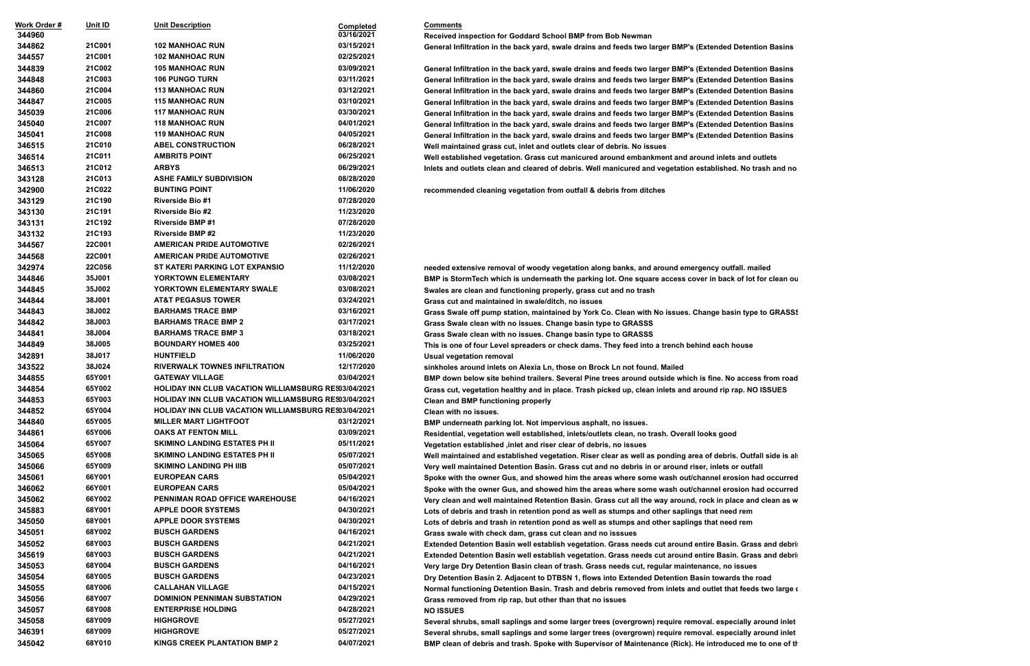| Work Order # | Unit ID | Unit Description | Completed | Comments |
|---|---|---|---|---|
| 344960 | | | 03/16/2021 | Received inspection for Goddard School BMP from Bob Newman |
| 344862 | 21C001 | 102 MANHOAC RUN | 03/15/2021 | General Infiltration in the back yard, swale drains and feeds two larger BMP's (Extended Detention Basins |
| 344557 | 21C001 | 102 MANHOAC RUN | 02/25/2021 | |
| 344839 | 21C002 | 105 MANHOAC RUN | 03/09/2021 | General Infiltration in the back yard, swale drains and feeds two larger BMP's (Extended Detention Basins |
| 344848 | 21C003 | 106 PUNGO TURN | 03/11/2021 | General Infiltration in the back yard, swale drains and feeds two larger BMP's (Extended Detention Basins |
| 344860 | 21C004 | 113 MANHOAC RUN | 03/12/2021 | General Infiltration in the back yard, swale drains and feeds two larger BMP's (Extended Detention Basins |
| 344847 | 21C005 | 115 MANHOAC RUN | 03/10/2021 | General Infiltration in the back yard, swale drains and feeds two larger BMP's (Extended Detention Basins |
| 345039 | 21C006 | 117 MANHOAC RUN | 03/30/2021 | General Infiltration in the back yard, swale drains and feeds two larger BMP's (Extended Detention Basins |
| 345040 | 21C007 | 118 MANHOAC RUN | 04/01/2021 | General Infiltration in the back yard, swale drains and feeds two larger BMP's (Extended Detention Basins |
| 345041 | 21C008 | 119 MANHOAC RUN | 04/05/2021 | General Infiltration in the back yard, swale drains and feeds two larger BMP's (Extended Detention Basins |
| 346515 | 21C010 | ABEL CONSTRUCTION | 06/28/2021 | Well maintained grass cut, inlet and outlets clear of debris. No issues |
| 346514 | 21C011 | AMBRITS POINT | 06/25/2021 | Well established vegetation. Grass cut manicured around embankment and around inlets and outlets |
| 346513 | 21C012 | ARBYS | 06/29/2021 | Inlets and outlets clean and cleared of debris. Well manicured and vegetation established. No trash and no |
| 343128 | 21C013 | ASHE FAMILY SUBDIVISION | 08/28/2020 | |
| 342900 | 21C022 | BUNTING POINT | 11/06/2020 | recommended cleaning vegetation from outfall & debris from ditches |
| 343129 | 21C190 | Riverside Bio #1 | 07/28/2020 | |
| 343130 | 21C191 | Riverside Bio #2 | 11/23/2020 | |
| 343131 | 21C192 | Riverside BMP #1 | 07/28/2020 | |
| 343132 | 21C193 | Riverside BMP #2 | 11/23/2020 | |
| 344567 | 22C001 | AMERICAN PRIDE AUTOMOTIVE | 02/26/2021 | |
| 344568 | 22C001 | AMERICAN PRIDE AUTOMOTIVE | 02/26/2021 | |
| 342974 | 22C056 | ST KATERI PARKING LOT EXPANSIO | 11/12/2020 | needed extensive removal of woody vegetation along banks, and around emergency outfall. mailed |
| 344846 | 35J001 | YORKTOWN ELEMENTARY | 03/08/2021 | BMP is StormTech which is underneath the parking lot. One square access cover in back of lot for clean ou |
| 344845 | 35J002 | YORKTOWN ELEMENTARY SWALE | 03/08/2021 | Swales are clean and functioning properly, grass cut and no trash |
| 344844 | 38J001 | AT&T PEGASUS TOWER | 03/24/2021 | Grass cut and maintained in swale/ditch, no issues |
| 344843 | 38J002 | BARHAMS TRACE BMP | 03/16/2021 | Grass Swale off pump station, maintained by York Co. Clean with No issues. Change basin type to GRASS |
| 344842 | 38J003 | BARHAMS TRACE BMP 2 | 03/17/2021 | Grass Swale clean with no issues. Change basin type to GRASSS |
| 344841 | 38J004 | BARHAMS TRACE BMP 3 | 03/18/2021 | Grass Swale clean with no issues. Change basin type to GRASSS |
| 344849 | 38J005 | BOUNDARY HOMES 400 | 03/25/2021 | This is one of four Level spreaders or check dams. They feed into a trench behind each house |
| 342891 | 38J017 | HUNTFIELD | 11/06/2020 | Usual vegetation removal |
| 343522 | 38J024 | RIVERWALK TOWNES INFILTRATION | 12/17/2020 | sinkholes around inlets on Alexia Ln, those on Brock Ln not found. Mailed |
| 344855 | 65Y001 | GATEWAY VILLAGE | 03/04/2021 | BMP down below site behind trailers. Several Pine trees around outside which is fine. No access from road |
| 344854 | 65Y002 | HOLIDAY INN CLUB VACATION WILLIAMSBURG RES | 03/04/2021 | Grass cut, vegetation healthy and in place. Trash picked up, clean inlets and around rip rap. NO ISSUES |
| 344853 | 65Y003 | HOLIDAY INN CLUB VACATION WILLIAMSBURG RES | 03/04/2021 | Clean and BMP functioning properly |
| 344852 | 65Y004 | HOLIDAY INN CLUB VACATION WILLIAMSBURG RES | 03/04/2021 | Clean with no issues. |
| 344840 | 65Y005 | MILLER MART LIGHTFOOT | 03/12/2021 | BMP underneath parking lot. Not impervious asphalt, no issues. |
| 344861 | 65Y006 | OAKS AT FENTON MILL | 03/09/2021 | Residential, vegetation well established, inlets/outlets clean, no trash. Overall looks good |
| 345064 | 65Y007 | SKIMINO LANDING ESTATES PH II | 05/11/2021 | Vegetation established ,inlet and riser clear of debris, no issues |
| 345065 | 65Y008 | SKIMINO LANDING ESTATES PH II | 05/07/2021 | Well maintained and established vegetation. Riser clear as well as ponding area of debris. Outfall side is al |
| 345066 | 65Y009 | SKIMINO LANDING PH IIIB | 05/07/2021 | Very well maintained Detention Basin. Grass cut and no debris in or around riser, inlets or outfall |
| 345061 | 66Y001 | EUROPEAN CARS | 05/04/2021 | Spoke with the owner Gus, and showed him the areas where some wash out/channel erosion had occurred |
| 346062 | 66Y001 | EUROPEAN CARS | 05/04/2021 | Spoke with the owner Gus, and showed him the areas where some wash out/channel erosion had occurred |
| 345062 | 66Y002 | PENNIMAN ROAD OFFICE WAREHOUSE | 04/16/2021 | Very clean and well maintained Retention Basin. Grass cut all the way around, rock in place and clean as w |
| 345883 | 68Y001 | APPLE DOOR SYSTEMS | 04/30/2021 | Lots of debris and trash in retention pond as well as stumps and other saplings that need rem |
| 345050 | 68Y001 | APPLE DOOR SYSTEMS | 04/30/2021 | Lots of debris and trash in retention pond as well as stumps and other saplings that need rem |
| 345051 | 68Y002 | BUSCH GARDENS | 04/16/2021 | Grass swale with check dam, grass cut clean and no isssues |
| 345052 | 68Y003 | BUSCH GARDENS | 04/21/2021 | Extended Detention Basin well establish vegetation. Grass needs cut around entire Basin. Grass and debri |
| 345619 | 68Y003 | BUSCH GARDENS | 04/21/2021 | Extended Detention Basin well establish vegetation. Grass needs cut around entire Basin. Grass and debri |
| 345053 | 68Y004 | BUSCH GARDENS | 04/16/2021 | Very large Dry Detention Basin clean of trash. Grass needs cut, regular maintenance, no issues |
| 345054 | 68Y005 | BUSCH GARDENS | 04/23/2021 | Dry Detention Basin 2. Adjacent to DTBSN 1, flows into Extended Detention Basin towards the road |
| 345055 | 68Y006 | CALLAHAN VILLAGE | 04/15/2021 | Normal functioning Detention Basin. Trash and debris removed from inlets and outlet that feeds two large c |
| 345056 | 68Y007 | DOMINION PENNIMAN SUBSTATION | 04/29/2021 | Grass removed from rip rap, but other than that no issues |
| 345057 | 68Y008 | ENTERPRISE HOLDING | 04/28/2021 | NO ISSUES |
| 345058 | 68Y009 | HIGHGROVE | 05/27/2021 | Several shrubs, small saplings and some larger trees (overgrown) require removal. especially around inlet |
| 346391 | 68Y009 | HIGHGROVE | 05/27/2021 | Several shrubs, small saplings and some larger trees (overgrown) require removal. especially around inlet |
| 345042 | 68Y010 | KINGS CREEK PLANTATION BMP 2 | 04/07/2021 | BMP clean of debris and trash. Spoke with Supervisor of Maintenance (Rick). He introduced me to one of th |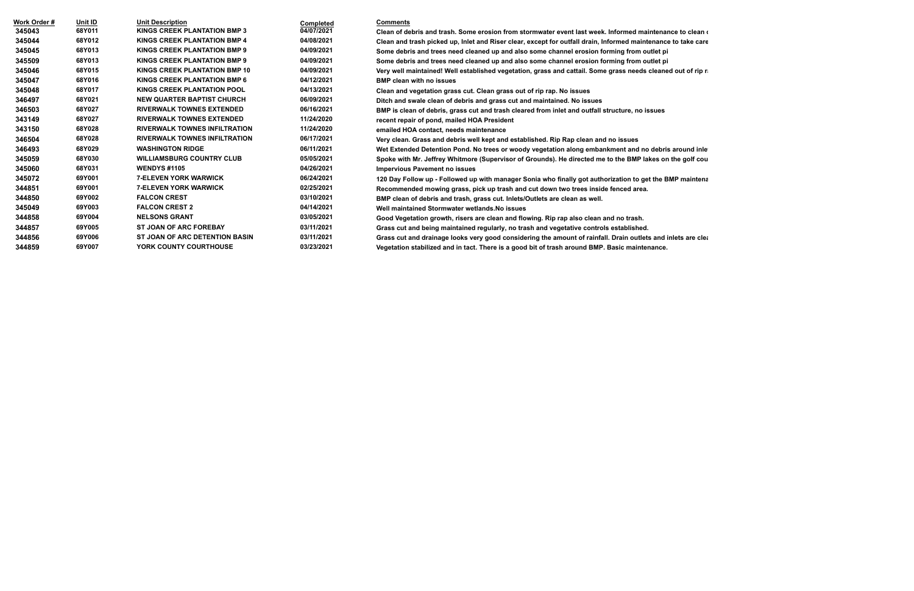| Work Order # | Unit ID | Unit Description | Completed | Comments |
|---|---|---|---|---|
| 345043 | 68Y011 | KINGS CREEK PLANTATION BMP 3 | 04/07/2021 | Clean of debris and trash. Some erosion from stormwater event last week. Informed maintenance to clean c |
| 345044 | 68Y012 | KINGS CREEK PLANTATION BMP 4 | 04/08/2021 | Clean and trash picked up, Inlet and Riser clear, except for outfall drain, Informed maintenance to take care |
| 345045 | 68Y013 | KINGS CREEK PLANTATION BMP 9 | 04/09/2021 | Some debris and trees need cleaned up and also some channel erosion forming from outlet pi |
| 345509 | 68Y013 | KINGS CREEK PLANTATION BMP 9 | 04/09/2021 | Some debris and trees need cleaned up and also some channel erosion forming from outlet pi |
| 345046 | 68Y015 | KINGS CREEK PLANTATION BMP 10 | 04/09/2021 | Very well maintained! Well established vegetation, grass and cattail. Some grass needs cleaned out of rip ra |
| 345047 | 68Y016 | KINGS CREEK PLANTATION BMP 6 | 04/12/2021 | BMP clean with no issues |
| 345048 | 68Y017 | KINGS CREEK PLANTATION POOL | 04/13/2021 | Clean and vegetation grass cut. Clean grass out of rip rap. No issues |
| 346497 | 68Y021 | NEW QUARTER BAPTIST CHURCH | 06/09/2021 | Ditch and swale clean of debris and grass cut and maintained. No issues |
| 346503 | 68Y027 | RIVERWALK TOWNES EXTENDED | 06/16/2021 | BMP is clean of debris, grass cut and trash cleared from inlet and outfall structure, no issues |
| 343149 | 68Y027 | RIVERWALK TOWNES EXTENDED | 11/24/2020 | recent repair of pond, mailed HOA President |
| 343150 | 68Y028 | RIVERWALK TOWNES INFILTRATION | 11/24/2020 | emailed HOA contact, needs maintenance |
| 346504 | 68Y028 | RIVERWALK TOWNES INFILTRATION | 06/17/2021 | Very clean. Grass and debris well kept and established. Rip Rap clean and no issues |
| 346493 | 68Y029 | WASHINGTON RIDGE | 06/11/2021 | Wet Extended Detention Pond. No trees or woody vegetation along embankment and no debris around inle |
| 345059 | 68Y030 | WILLIAMSBURG COUNTRY CLUB | 05/05/2021 | Spoke with Mr. Jeffrey Whitmore (Supervisor of Grounds). He directed me to the BMP lakes on the golf cou |
| 345060 | 68Y031 | WENDYS #1105 | 04/26/2021 | Impervious Pavement no issues |
| 345072 | 69Y001 | 7-ELEVEN YORK WARWICK | 06/24/2021 | 120 Day Follow up - Followed up with manager Sonia who finally got authorization to get the BMP maintena |
| 344851 | 69Y001 | 7-ELEVEN YORK WARWICK | 02/25/2021 | Recommended mowing grass, pick up trash and cut down two trees inside fenced area. |
| 344850 | 69Y002 | FALCON CREST | 03/10/2021 | BMP clean of debris and trash, grass cut. Inlets/Outlets are clean as well. |
| 345049 | 69Y003 | FALCON CREST 2 | 04/14/2021 | Well maintained Stormwater wetlands.No issues |
| 344858 | 69Y004 | NELSONS GRANT | 03/05/2021 | Good Vegetation growth, risers are clean and flowing. Rip rap also clean and no trash. |
| 344857 | 69Y005 | ST JOAN OF ARC FOREBAY | 03/11/2021 | Grass cut and being maintained regularly, no trash and vegetative controls established. |
| 344856 | 69Y006 | ST JOAN OF ARC DETENTION BASIN | 03/11/2021 | Grass cut and drainage looks very good considering the amount of rainfall. Drain outlets and inlets are clea |
| 344859 | 69Y007 | YORK COUNTY COURTHOUSE | 03/23/2021 | Vegetation stabilized and in tact. There is a good bit of trash around BMP. Basic maintenance. |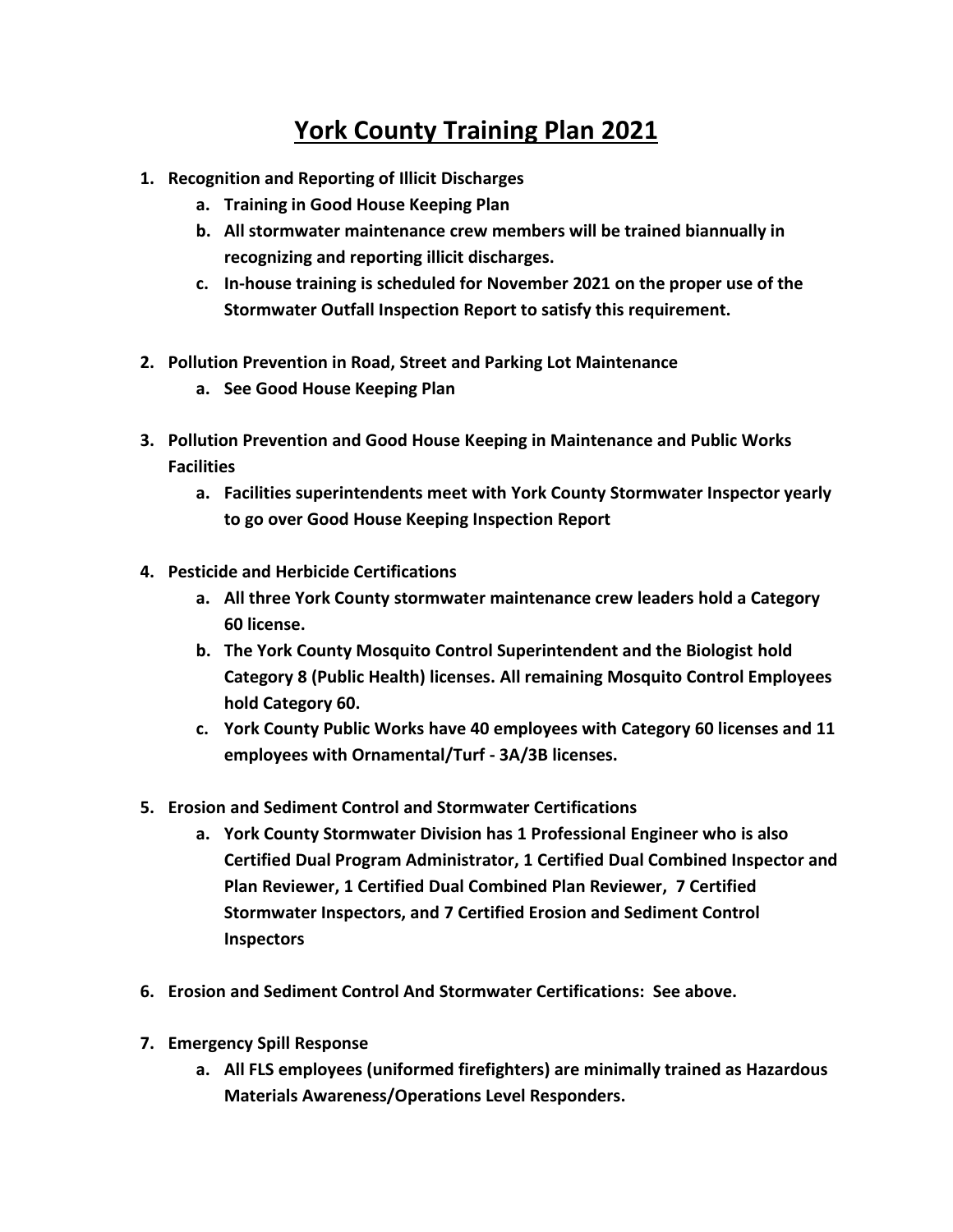# York County Training Plan 2021

1. **Recognition and Reporting of Illicit Discharges**
    a. **Training in Good House Keeping Plan**
    b. **All stormwater maintenance crew members will be trained biannually in recognizing and reporting illicit discharges.**
    c. **In-house training is scheduled for November 2021 on the proper use of the Stormwater Outfall Inspection Report to satisfy this requirement.**

2. **Pollution Prevention in Road, Street and Parking Lot Maintenance**
    a. **See Good House Keeping Plan**

3. **Pollution Prevention and Good House Keeping in Maintenance and Public Works Facilities**
    a. **Facilities superintendents meet with York County Stormwater Inspector yearly to go over Good House Keeping Inspection Report**

4. **Pesticide and Herbicide Certifications**
    a. **All three York County stormwater maintenance crew leaders hold a Category 60 license.**
    b. **The York County Mosquito Control Superintendent and the Biologist hold Category 8 (Public Health) licenses. All remaining Mosquito Control Employees hold Category 60.**
    c. **York County Public Works have 40 employees with Category 60 licenses and 11 employees with Ornamental/Turf - 3A/3B licenses.**

5. **Erosion and Sediment Control and Stormwater Certifications**
    a. **York County Stormwater Division has 1 Professional Engineer who is also Certified Dual Program Administrator, 1 Certified Dual Combined Inspector and Plan Reviewer, 1 Certified Dual Combined Plan Reviewer, 7 Certified Stormwater Inspectors, and 7 Certified Erosion and Sediment Control Inspectors**

6. **Erosion and Sediment Control And Stormwater Certifications: See above.**

7. **Emergency Spill Response**
    a. **All FLS employees (uniformed firefighters) are minimally trained as Hazardous Materials Awareness/Operations Level Responders.**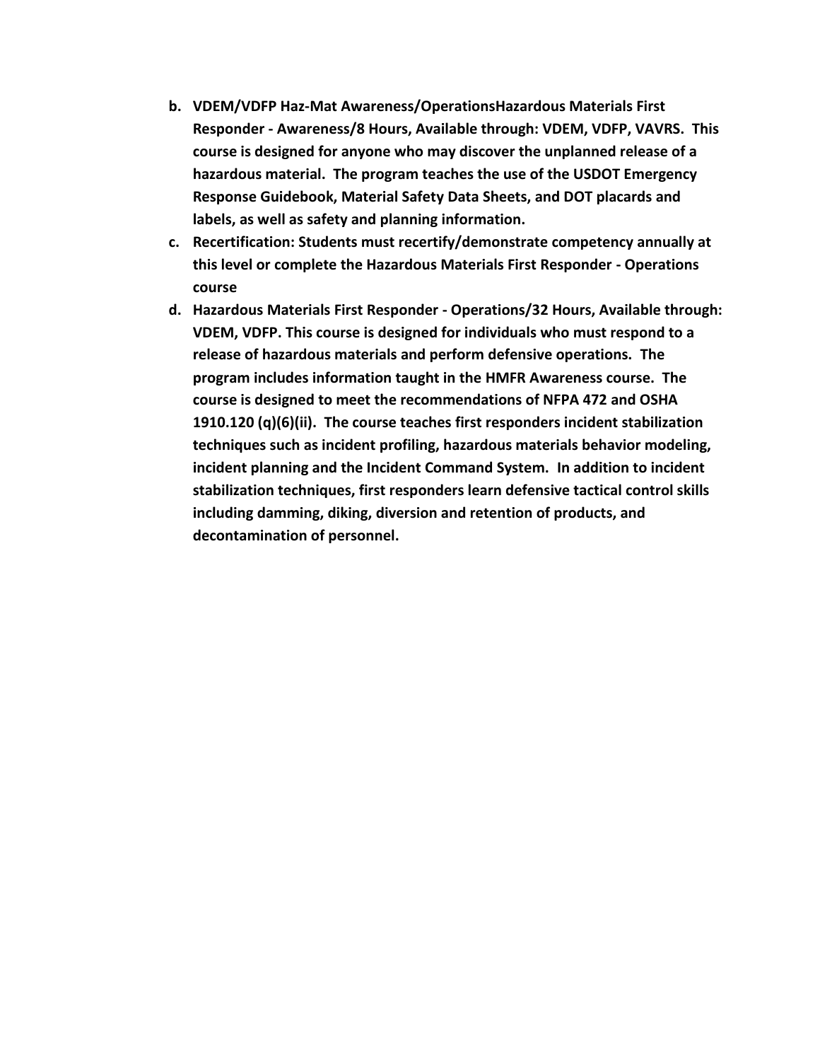b. **VDEM/VDFP Haz-Mat Awareness/OperationsHazardous Materials First Responder - Awareness/8 Hours, Available through: VDEM, VDFP, VAVRS. This course is designed for anyone who may discover the unplanned release of a hazardous material. The program teaches the use of the USDOT Emergency Response Guidebook, Material Safety Data Sheets, and DOT placards and labels, as well as safety and planning information.**
c. **Recertification: Students must recertify/demonstrate competency annually at this level or complete the Hazardous Materials First Responder - Operations course**
d. **Hazardous Materials First Responder - Operations/32 Hours, Available through: VDEM, VDFP. This course is designed for individuals who must respond to a release of hazardous materials and perform defensive operations. The program includes information taught in the HMFR Awareness course. The course is designed to meet the recommendations of NFPA 472 and OSHA 1910.120 (q)(6)(ii). The course teaches first responders incident stabilization techniques such as incident profiling, hazardous materials behavior modeling, incident planning and the Incident Command System. In addition to incident stabilization techniques, first responders learn defensive tactical control skills including damming, diking, diversion and retention of products, and decontamination of personnel.**